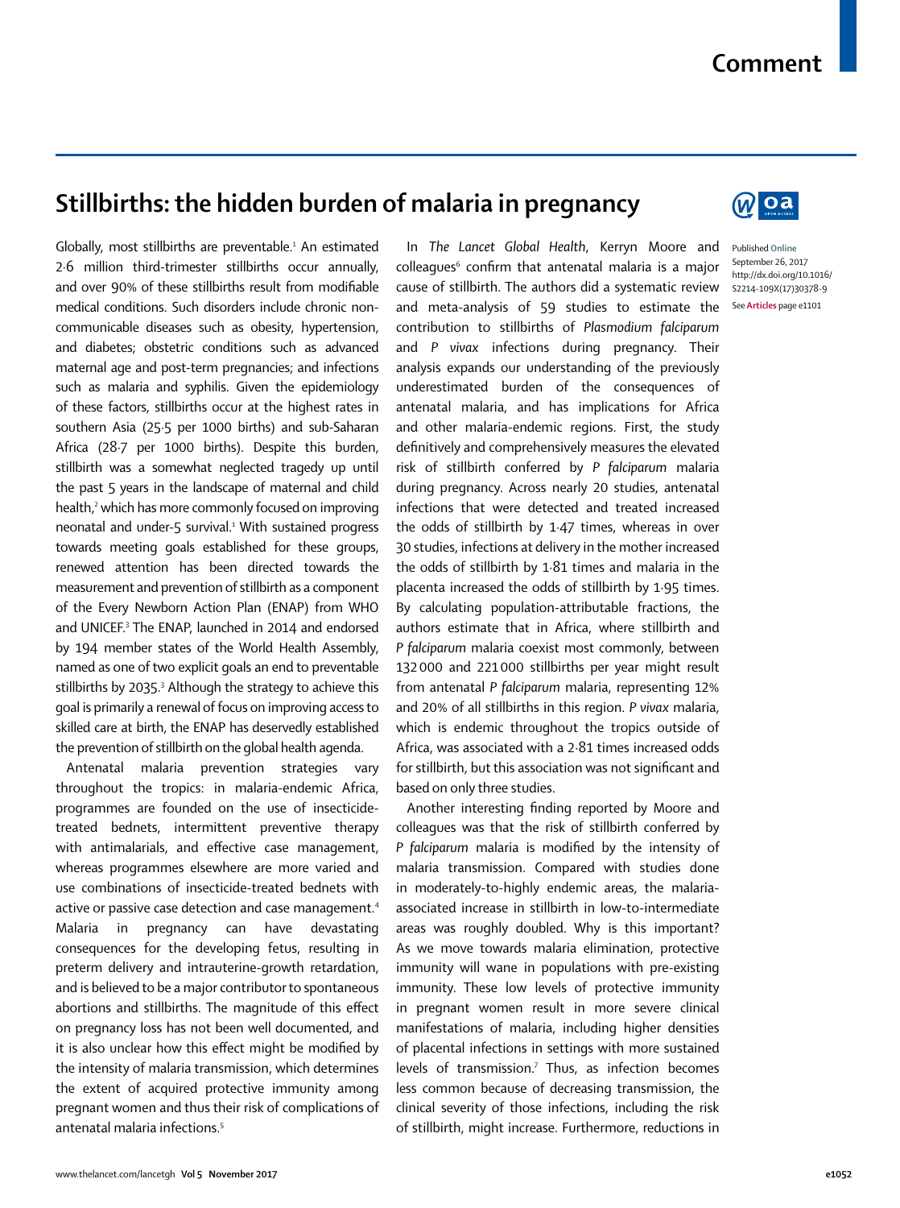# Stillbirths: the hidden burden of malaria in pregnancy

Globally, most stillbirths are preventable.[1] An estimated 2·6 million third-trimester stillbirths occur annually, and over 90% of these stillbirths result from modifiable medical conditions. Such disorders include chronic non-communicable diseases such as obesity, hypertension, and diabetes; obstetric conditions such as advanced maternal age and post-term pregnancies; and infections such as malaria and syphilis. Given the epidemiology of these factors, stillbirths occur at the highest rates in southern Asia (25·5 per 1000 births) and sub-Saharan Africa (28·7 per 1000 births). Despite this burden, stillbirth was a somewhat neglected tragedy up until the past 5 years in the landscape of maternal and child health,[2] which has more commonly focused on improving neonatal and under-5 survival.[1] With sustained progress towards meeting goals established for these groups, renewed attention has been directed towards the measurement and prevention of stillbirth as a component of the Every Newborn Action Plan (ENAP) from WHO and UNICEF.[3] The ENAP, launched in 2014 and endorsed by 194 member states of the World Health Assembly, named as one of two explicit goals an end to preventable stillbirths by 2035.[3] Although the strategy to achieve this goal is primarily a renewal of focus on improving access to skilled care at birth, the ENAP has deservedly established the prevention of stillbirth on the global health agenda.

Antenatal malaria prevention strategies vary throughout the tropics: in malaria-endemic Africa, programmes are founded on the use of insecticide-treated bednets, intermittent preventive therapy with antimalarials, and effective case management, whereas programmes elsewhere are more varied and use combinations of insecticide-treated bednets with active or passive case detection and case management.[4] Malaria in pregnancy can have devastating consequences for the developing fetus, resulting in preterm delivery and intrauterine-growth retardation, and is believed to be a major contributor to spontaneous abortions and stillbirths. The magnitude of this effect on pregnancy loss has not been well documented, and it is also unclear how this effect might be modified by the intensity of malaria transmission, which determines the extent of acquired protective immunity among pregnant women and thus their risk of complications of antenatal malaria infections.[5]

In *The Lancet Global Health*, Kerryn Moore and colleagues[6] confirm that antenatal malaria is a major cause of stillbirth. The authors did a systematic review and meta-analysis of 59 studies to estimate the contribution to stillbirths of *Plasmodium falciparum* and *P vivax* infections during pregnancy. Their analysis expands our understanding of the previously underestimated burden of the consequences of antenatal malaria, and has implications for Africa and other malaria-endemic regions. First, the study definitively and comprehensively measures the elevated risk of stillbirth conferred by *P falciparum* malaria during pregnancy. Across nearly 20 studies, antenatal infections that were detected and treated increased the odds of stillbirth by 1·47 times, whereas in over 30 studies, infections at delivery in the mother increased the odds of stillbirth by 1·81 times and malaria in the placenta increased the odds of stillbirth by 1·95 times. By calculating population-attributable fractions, the authors estimate that in Africa, where stillbirth and *P falciparum* malaria coexist most commonly, between 132 000 and 221 000 stillbirths per year might result from antenatal *P falciparum* malaria, representing 12% and 20% of all stillbirths in this region. *P vivax* malaria, which is endemic throughout the tropics outside of Africa, was associated with a 2·81 times increased odds for stillbirth, but this association was not significant and based on only three studies.

Another interesting finding reported by Moore and colleagues was that the risk of stillbirth conferred by *P falciparum* malaria is modified by the intensity of malaria transmission. Compared with studies done in moderately-to-highly endemic areas, the malaria-associated increase in stillbirth in low-to-intermediate areas was roughly doubled. Why is this important? As we move towards malaria elimination, protective immunity will wane in populations with pre-existing immunity. These low levels of protective immunity in pregnant women result in more severe clinical manifestations of malaria, including higher densities of placental infections in settings with more sustained levels of transmission.[7] Thus, as infection becomes less common because of decreasing transmission, the clinical severity of those infections, including the risk of stillbirth, might increase. Furthermore, reductions in

Published Online September 26, 2017 http://dx.doi.org/10.1016/S2214-109X(17)30378-9

See **Articles** page e1101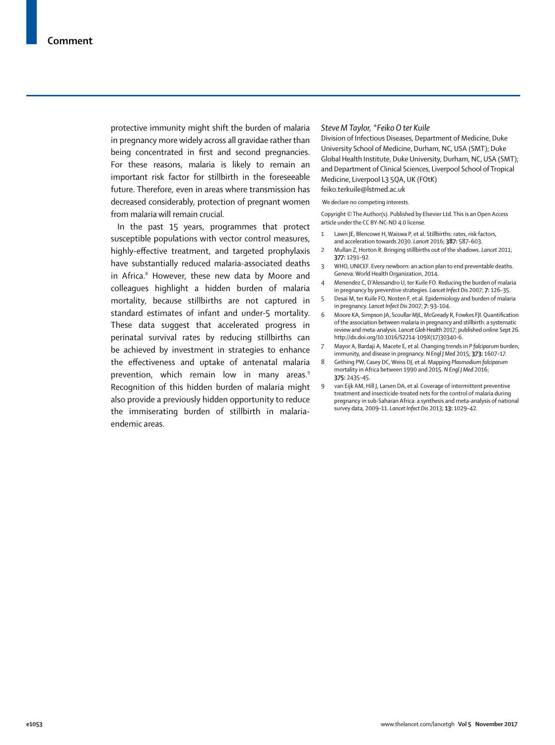protective immunity might shift the burden of malaria in pregnancy more widely across all gravidae rather than being concentrated in first and second pregnancies. For these reasons, malaria is likely to remain an important risk factor for stillbirth in the foreseeable future. Therefore, even in areas where transmission has decreased considerably, protection of pregnant women from malaria will remain crucial.

In the past 15 years, programmes that protect susceptible populations with vector control measures, highly-effective treatment, and targeted prophylaxis have substantially reduced malaria-associated deaths in Africa.[8] However, these new data by Moore and colleagues highlight a hidden burden of malaria mortality, because stillbirths are not captured in standard estimates of infant and under-5 mortality. These data suggest that accelerated progress in perinatal survival rates by reducing stillbirths can be achieved by investment in strategies to enhance the effectiveness and uptake of antenatal malaria prevention, which remain low in many areas.[9] Recognition of this hidden burden of malaria might also provide a previously hidden opportunity to reduce the immiserating burden of stillbirth in malaria-endemic areas.

*Steve M Taylor, \*Feiko O ter Kuile*

Division of Infectious Diseases, Department of Medicine, Duke University School of Medicine, Durham, NC, USA (SMT); Duke Global Health Institute, Duke University, Durham, NC, USA (SMT); and Department of Clinical Sciences, Liverpool School of Tropical Medicine, Liverpool L3 5QA, UK (FOtK)
feiko.terkuile@lstmed.ac.uk

We declare no competing interests.

Copyright © The Author(s). Published by Elsevier Ltd. This is an Open Access article under the CC BY-NC-ND 4.0 license.

1. Lawn JE, Blencowe H, Waiswa P, et al. Stillbirths: rates, risk factors, and acceleration towards 2030. *Lancet* 2016; **387:** 587–603.
2. Mullan Z, Horton R. Bringing stillbirths out of the shadows. *Lancet* 2011; **377:** 1291–92.
3. WHO, UNICEF. Every newborn: an action plan to end preventable deaths. Geneva: World Health Organization, 2014.
4. Menendez C, D'Alessandro U, ter Kuile FO. Reducing the burden of malaria in pregnancy by preventive strategies. *Lancet Infect Dis* 2007; **7:** 126–35.
5. Desai M, ter Kuile FO, Nosten F, et al. Epidemiology and burden of malaria in pregnancy. *Lancet Infect Dis* 2007; **7:** 93–104.
6. Moore KA, Simpson JA, Scoullar MJL, McGready R, Fowkes FJI. Quantification of the association between malaria in pregnancy and stillbirth: a systematic review and meta-analysis. *Lancet Glob Health* 2017; published online Sept 26. http://dx.doi.org/10.1016/S2214-109X(17)30340-6.
7. Mayor A, Bardaji A, Macete E, et al. Changing trends in *P falciparum* burden, immunity, and disease in pregnancy. *N Engl J Med* 2015; **373:** 1607–17.
8. Gething PW, Casey DC, Weiss DJ, et al. Mapping *Plasmodium falciparum* mortality in Africa between 1990 and 2015. *N Engl J Med* 2016; **375:** 2435–45.
9. van Eijk AM, Hill J, Larsen DA, et al. Coverage of intermittent preventive treatment and insecticide-treated nets for the control of malaria during pregnancy in sub-Saharan Africa: a synthesis and meta-analysis of national survey data, 2009–11. *Lancet Infect Dis* 2013; **13:** 1029–42.